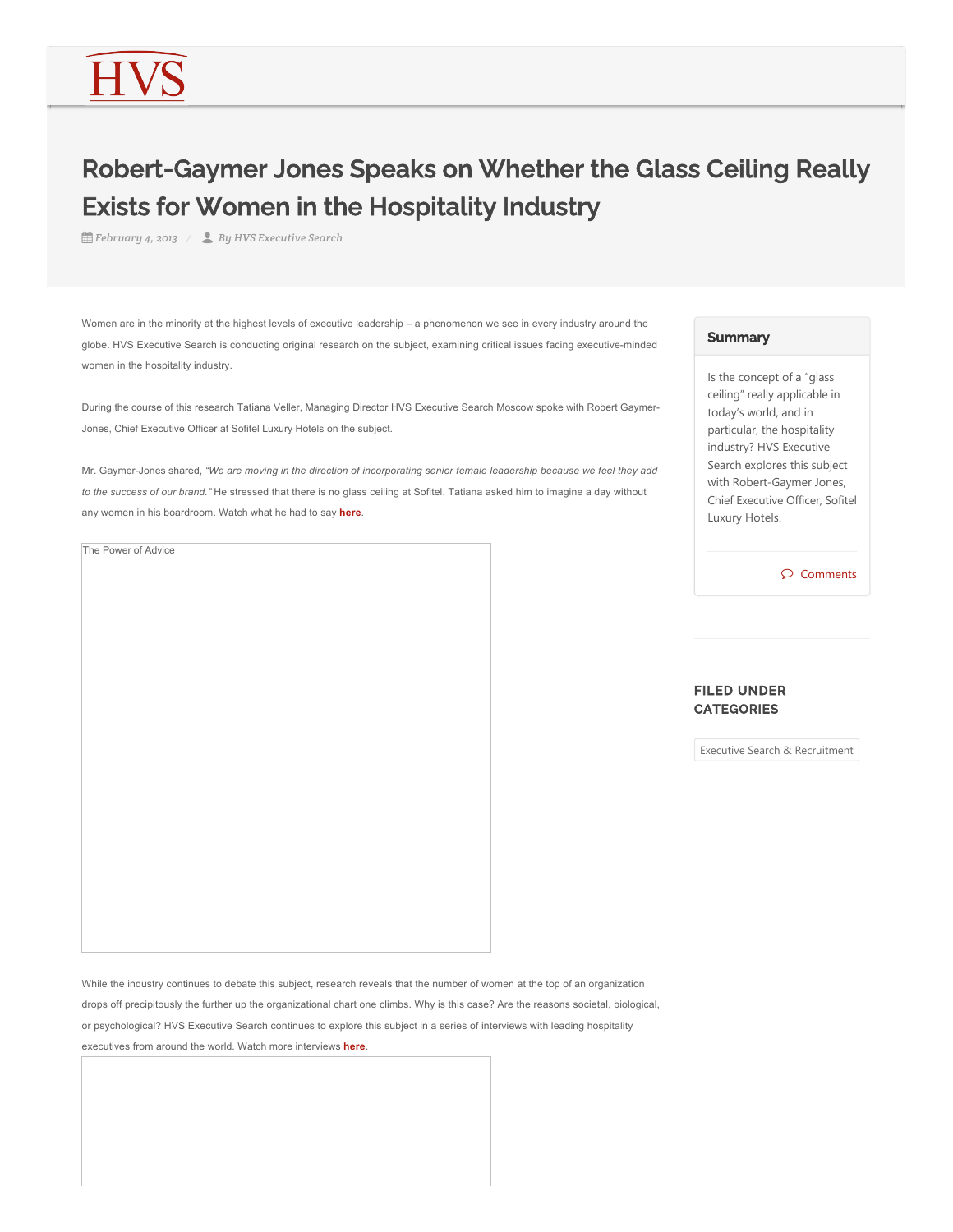# Robert-Gaymer Jones Speaks on Whether the Glass Ceiling Really Exists for Women in the Hospitality Industry

February 4, 2013 / By HVS Executive Search

Women are in the minority at the highest levels of executive leadership – a phenomenon we see in every industry around the globe. HVS Executive Search is conducting original research on the subject, examining critical issues facing executive-minded women in the hospitality industry.

During the course of this research Tatiana Veller, Managing Director HVS Executive Search Moscow spoke with Robert Gaymer-Jones, Chief Executive Officer at Sofitel Luxury Hotels on the subject.

Mr. Gaymer-Jones shared, *"We are moving in the direction of incorporating senior female leadership because we feel they add to the success of our brand."* He stressed that there is no glass ceiling at Sofitel. Tatiana asked him to imagine a day without any women in his boardroom. Watch what he had to say **here**.

The Power of Advice

While the industry continues to debate this subject, research reveals that the number of women at the top of an organization drops off precipitously the further up the organizational chart one climbs. Why is this case? Are the reasons societal, biological, or psychological? HVS Executive Search continues to explore this subject in a series of interviews with leading hospitality executives from around the world. Watch more interviews **here**.

## Summary

Is the concept of a "glass ceiling" really applicable in today's world, and in particular, the hospitality industry? HVS Executive Search explores this subject with Robert-Gaymer Jones, Chief Executive Officer, Sofitel Luxury Hotels.

Comments

## FILED UNDER CATEGORIES

Executive Search & Recruitment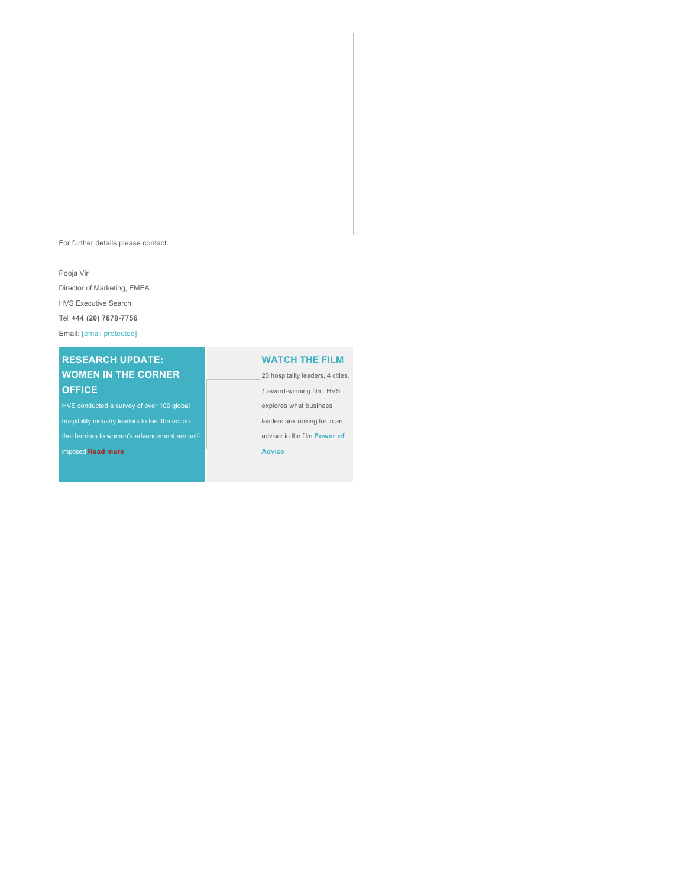For further details please contact:

Pooja Vir

Director of Marketing, EMEA

HVS Executive Search

Tel: **+44 (20) 7878-7756**

Email: [email protected]

## RESEARCH UPDATE: WOMEN IN THE CORNER OFFICE

HVS conducted a survey of over 100 global hospitality industry leaders to test the notion that barriers to women's advancement are self-imposed **Read more**

## WATCH THE FILM

20 hospitality leaders, 4 cities, 1 award-winning film. HVS explores what business leaders are looking for in an advisor in the film **Power of Advice**